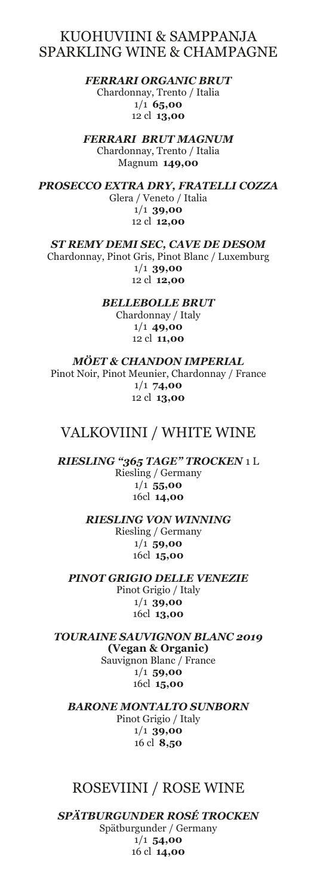## KUOHUVIINI & SAMPPANJA
## SPARKLING WINE & CHAMPAGNE

***FERRARI ORGANIC BRUT***
Chardonnay, Trento / Italia
1/1 **65,00**
12 cl **13,00**

***FERRARI BRUT MAGNUM***
Chardonnay, Trento / Italia
Magnum **149,00**

***PROSECCO EXTRA DRY, FRATELLI COZZA***
Glera / Veneto / Italia
1/1 **39,00**
12 cl **12,00**

***ST REMY DEMI SEC, CAVE DE DESOM***
Chardonnay, Pinot Gris, Pinot Blanc / Luxemburg
1/1 **39,00**
12 cl **12,00**

***BELLEBOLLE BRUT***
Chardonnay / Italy
1/1 **49,00**
12 cl **11,00**

***MÖET & CHANDON IMPERIAL***
Pinot Noir, Pinot Meunier, Chardonnay / France
1/1 **74,00**
12 cl **13,00**

## VALKOVIINI / WHITE WINE

***RIESLING "365 TAGE" TROCKEN*** 1 L
Riesling / Germany
1/1 **55,00**
16cl **14,00**

***RIESLING VON WINNING***
Riesling / Germany
1/1 **59,00**
16cl **15,00**

***PINOT GRIGIO DELLE VENEZIE***
Pinot Grigio / Italy
1/1 **39,00**
16cl **13,00**

***TOURAINE SAUVIGNON BLANC 2019***
**(Vegan & Organic)**
Sauvignon Blanc / France
1/1 **59,00**
16cl **15,00**

***BARONE MONTALTO SUNBORN***
Pinot Grigio / Italy
1/1 **39,00**
16 cl **8,50**

## ROSEVIINI / ROSE WINE

***SPÄTBURGUNDER ROSÉ TROCKEN***
Spätburgunder / Germany
1/1 **54,00**
16 cl **14,00**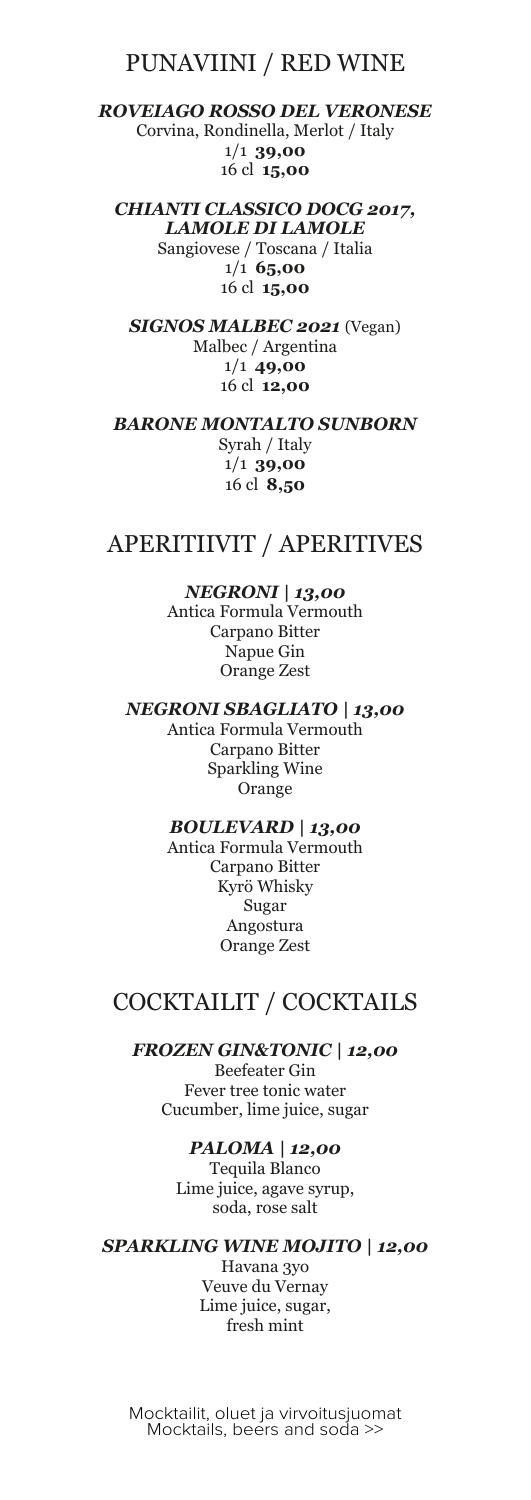## PUNAVIINI / RED WINE

***ROVEIAGO ROSSO DEL VERONESE***
Corvina, Rondinella, Merlot / Italy
1/1 **39,00**
16 cl **15,00**

***CHIANTI CLASSICO DOCG 2017, LAMOLE DI LAMOLE***
Sangiovese / Toscana / Italia
1/1 **65,00**
16 cl **15,00**

***SIGNOS MALBEC 2021*** (Vegan)
Malbec / Argentina
1/1 **49,00**
16 cl **12,00**

***BARONE MONTALTO SUNBORN***
Syrah / Italy
1/1 **39,00**
16 cl **8,50**

## APERITIIVIT / APERITIVES

***NEGRONI | 13,00***
Antica Formula Vermouth
Carpano Bitter
Napue Gin
Orange Zest

***NEGRONI SBAGLIATO | 13,00***
Antica Formula Vermouth
Carpano Bitter
Sparkling Wine
Orange

***BOULEVARD | 13,00***
Antica Formula Vermouth
Carpano Bitter
Kyrö Whisky
Sugar
Angostura
Orange Zest

## COCKTAILIT / COCKTAILS

***FROZEN GIN&TONIC | 12,00***
Beefeater Gin
Fever tree tonic water
Cucumber, lime juice, sugar

***PALOMA | 12,00***
Tequila Blanco
Lime juice, agave syrup, soda, rose salt

***SPARKLING WINE MOJITO | 12,00***
Havana 3yo
Veuve du Vernay
Lime juice, sugar, fresh mint

Mocktailit, oluet ja virvoitusjuomat
Mocktails, beers and soda >>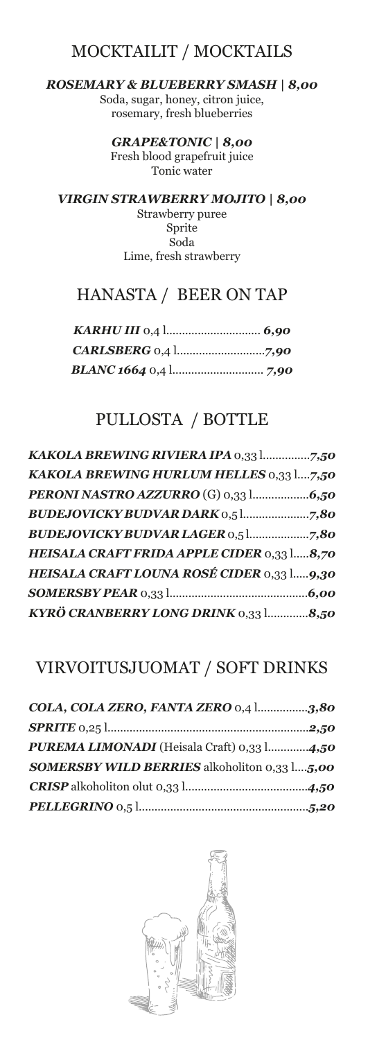## MOCKTAILIT / MOCKTAILS

***ROSEMARY & BLUEBERRY SMASH | 8,00***
Soda, sugar, honey, citron juice,
rosemary, fresh blueberries

***GRAPE&TONIC | 8,00***
Fresh blood grapefruit juice
Tonic water

***VIRGIN STRAWBERRY MOJITO | 8,00***
Strawberry puree
Sprite
Soda
Lime, fresh strawberry

## HANASTA / BEER ON TAP

***KARHU III*** 0,4 l.............................. ***6,90***
***CARLSBERG*** 0,4 l............................***7,90***
***BLANC 1664*** 0,4 l............................. ***7,90***

## PULLOSTA / BOTTLE

***KAKOLA BREWING RIVIERA IPA*** 0,33 l...............***7,50***
***KAKOLA BREWING HURLUM HELLES*** 0,33 l....***7,50***
***PERONI NASTRO AZZURRO*** (G) 0,33 l..................***6,50***
***BUDEJOVICKY BUDVAR DARK*** 0,5 l.....................***7,80***
***BUDEJOVICKY BUDVAR LAGER*** 0,5 l...................***7,80***
***HEISALA CRAFT FRIDA APPLE CIDER*** 0,33 l.....***8,70***
***HEISALA CRAFT LOUNA ROSÉ CIDER*** 0,33 l.....***9,30***
***SOMERSBY PEAR*** 0,33 l...........................................***6,00***
***KYRÖ CRANBERRY LONG DRINK*** 0,33 l.............***8,50***

## VIRVOITUSJUOMAT / SOFT DRINKS

***COLA, COLA ZERO, FANTA ZERO*** 0,4 l................***3,80***
***SPRITE*** 0,25 l................................................................***2,50***
***PUREMA LIMONADI*** (Heisala Craft) 0,33 l.............***4,50***
***SOMERSBY WILD BERRIES*** alkoholiton 0,33 l....***5,00***
***CRISP*** alkoholiton olut 0,33 l.......................................***4,50***
***PELLEGRINO*** 0,5 l.....................................................***5,20***